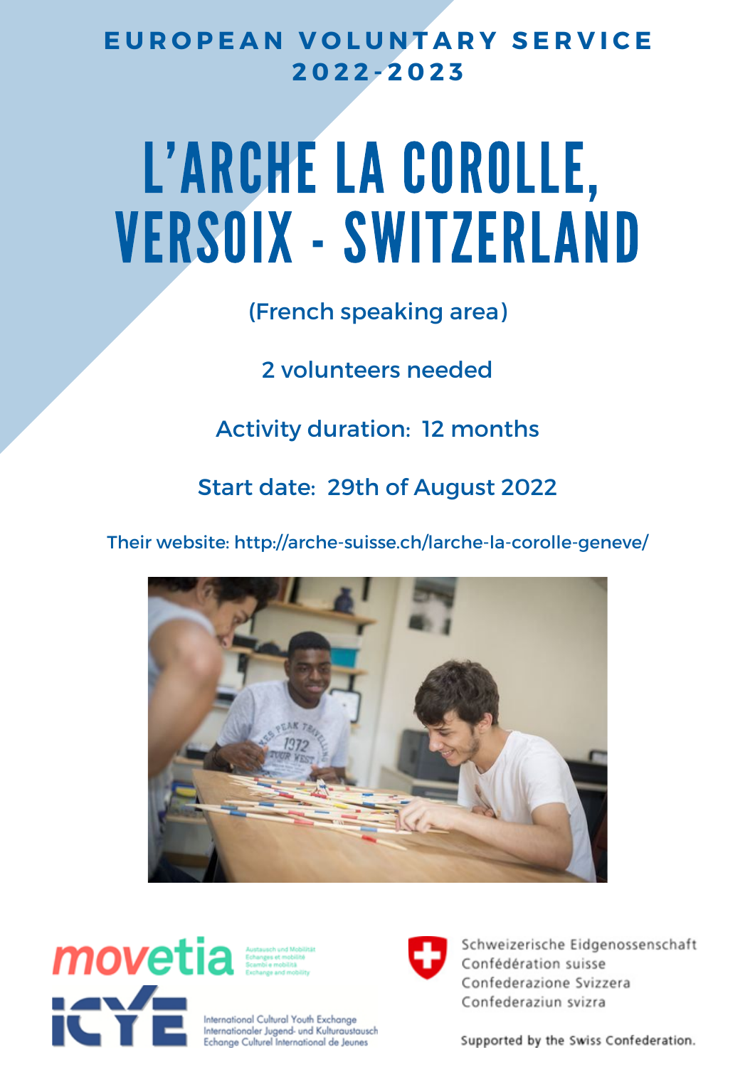## EUROPEAN VOLUNTARY SERVICE 2022-2023

# L'ARCHE LA COROLLE, VERSOIX - SWITZERLAND

(French speaking area)

2 volunteers needed

Activity duration: 12 months

Start date: 29th of August 2022

Their website: http://arche-suisse.ch/larche-la-corolle-geneve/

movetia — Austausch und Mobilität / Echanges et mobilité / Scambi e mobilità / Exchange and mobility

ICYE — International Cultural Youth Exchange / Internationaler Jugend- und Kulturaustausch / Echange Culturel International de Jeunes

Schweizerische Eidgenossenschaft
Confédération suisse
Confederazione Svizzera
Confederaziun svizra

Supported by the Swiss Confederation.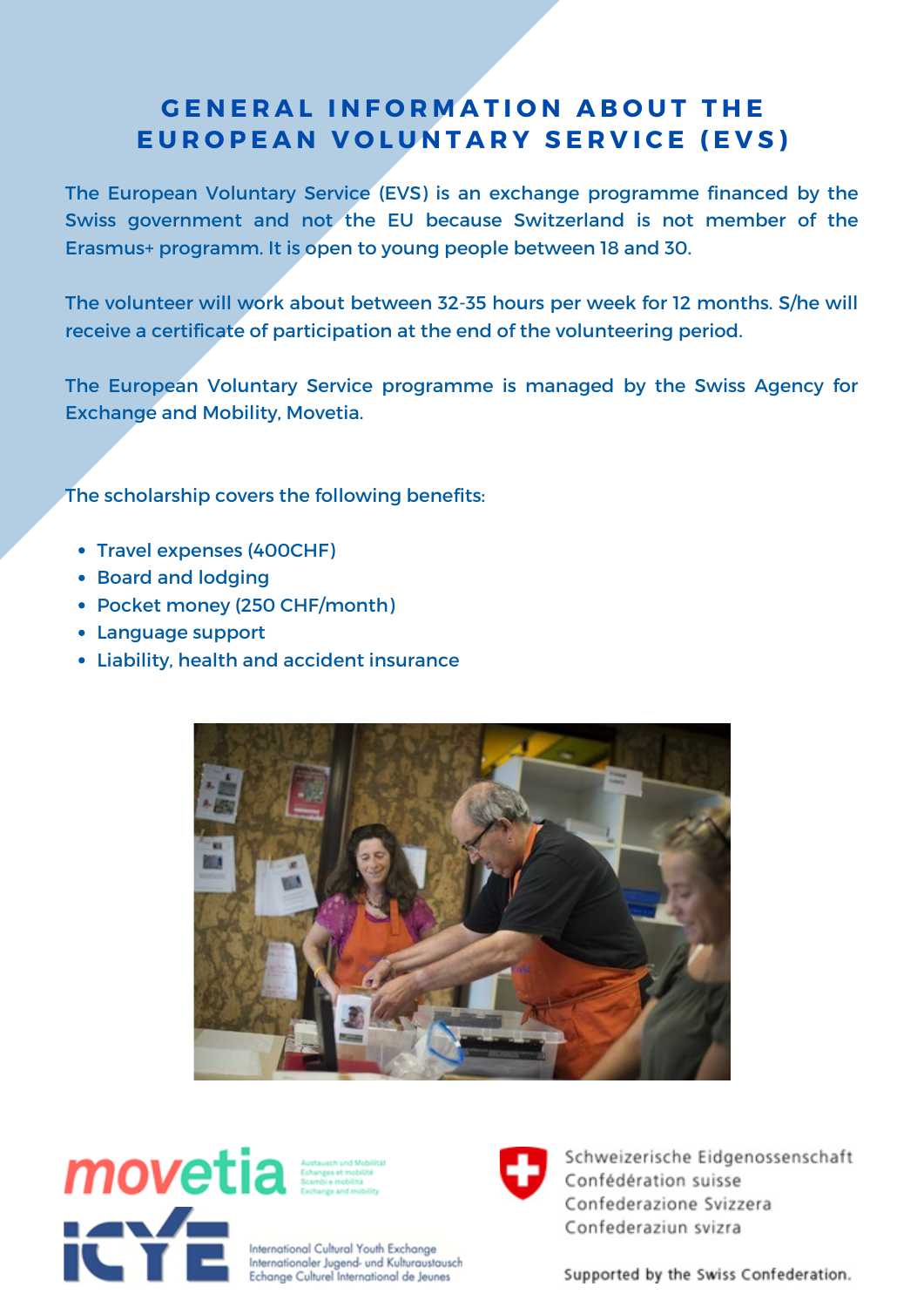# GENERAL INFORMATION ABOUT THE EUROPEAN VOLUNTARY SERVICE (EVS)

The European Voluntary Service (EVS) is an exchange programme financed by the Swiss government and not the EU because Switzerland is not member of the Erasmus+ programm. It is open to young people between 18 and 30.

The volunteer will work about between 32-35 hours per week for 12 months. S/he will receive a certificate of participation at the end of the volunteering period.

The European Voluntary Service programme is managed by the Swiss Agency for Exchange and Mobility, Movetia.

The scholarship covers the following benefits:

- Travel expenses (400CHF)
- Board and lodging
- Pocket money (250 CHF/month)
- Language support
- Liability, health and accident insurance

movetia
Austausch und Mobilität
Echanges et mobilité
Scambi e mobilità
Exchange and mobility

ICYE
International Cultural Youth Exchange
Internationaler Jugend- und Kulturaustausch
Echange Culturel International de Jeunes

Schweizerische Eidgenossenschaft
Confédération suisse
Confederazione Svizzera
Confederaziun svizra

Supported by the Swiss Confederation.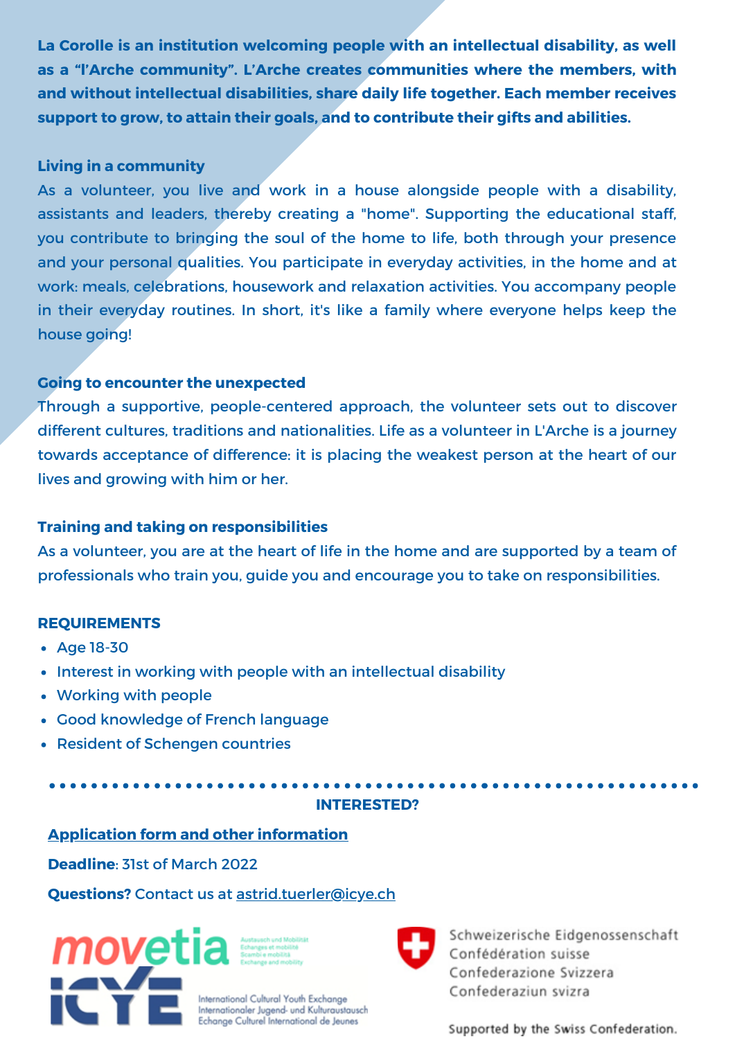**La Corolle is an institution welcoming people with an intellectual disability, as well as a "l'Arche community". L'Arche creates communities where the members, with and without intellectual disabilities, share daily life together. Each member receives support to grow, to attain their goals, and to contribute their gifts and abilities.**

**Living in a community**

As a volunteer, you live and work in a house alongside people with a disability, assistants and leaders, thereby creating a "home". Supporting the educational staff, you contribute to bringing the soul of the home to life, both through your presence and your personal qualities. You participate in everyday activities, in the home and at work: meals, celebrations, housework and relaxation activities. You accompany people in their everyday routines. In short, it's like a family where everyone helps keep the house going!

**Going to encounter the unexpected**

Through a supportive, people-centered approach, the volunteer sets out to discover different cultures, traditions and nationalities. Life as a volunteer in L'Arche is a journey towards acceptance of difference: it is placing the weakest person at the heart of our lives and growing with him or her.

**Training and taking on responsibilities**

As a volunteer, you are at the heart of life in the home and are supported by a team of professionals who train you, guide you and encourage you to take on responsibilities.

**REQUIREMENTS**

- Age 18-30
- Interest in working with people with an intellectual disability
- Working with people
- Good knowledge of French language
- Resident of Schengen countries

**INTERESTED?**

**Application form and other information**

**Deadline**: 31st of March 2022

**Questions?** Contact us at astrid.tuerler@icye.ch

movetia
Austausch und Mobilität
Echanges et mobilité
Scambi e mobilità
Exchange and mobility

ICYE
International Cultural Youth Exchange
Internationaler Jugend- und Kulturaustausch
Echange Culturel International de Jeunes

Schweizerische Eidgenossenschaft
Confédération suisse
Confederazione Svizzera
Confederaziun svizra

Supported by the Swiss Confederation.